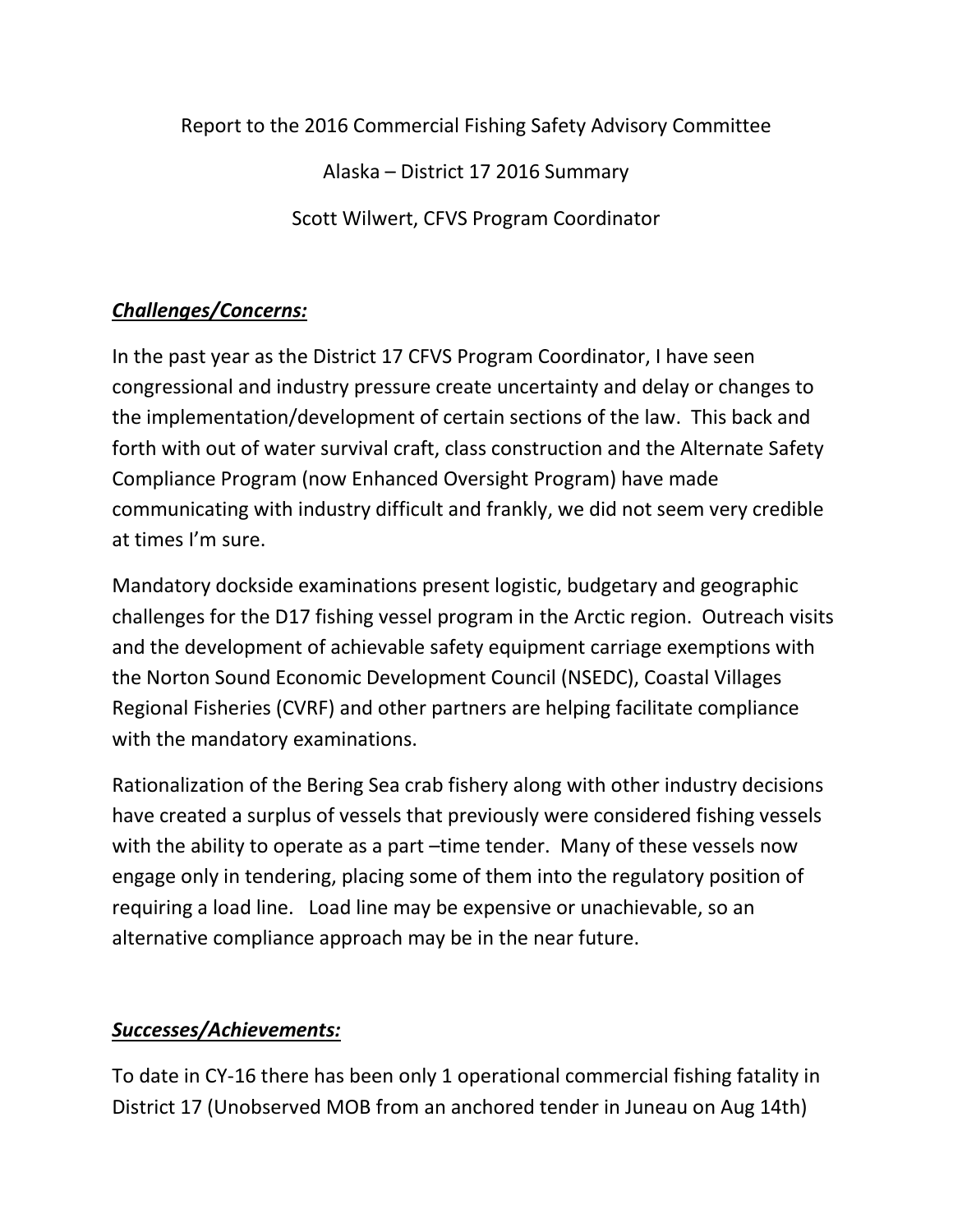Report to the 2016 Commercial Fishing Safety Advisory Committee

Alaska – District 17 2016 Summary

Scott Wilwert, CFVS Program Coordinator

## ***Challenges/Concerns:***

In the past year as the District 17 CFVS Program Coordinator, I have seen congressional and industry pressure create uncertainty and delay or changes to the implementation/development of certain sections of the law. This back and forth with out of water survival craft, class construction and the Alternate Safety Compliance Program (now Enhanced Oversight Program) have made communicating with industry difficult and frankly, we did not seem very credible at times I'm sure.

Mandatory dockside examinations present logistic, budgetary and geographic challenges for the D17 fishing vessel program in the Arctic region. Outreach visits and the development of achievable safety equipment carriage exemptions with the Norton Sound Economic Development Council (NSEDC), Coastal Villages Regional Fisheries (CVRF) and other partners are helping facilitate compliance with the mandatory examinations.

Rationalization of the Bering Sea crab fishery along with other industry decisions have created a surplus of vessels that previously were considered fishing vessels with the ability to operate as a part –time tender. Many of these vessels now engage only in tendering, placing some of them into the regulatory position of requiring a load line. Load line may be expensive or unachievable, so an alternative compliance approach may be in the near future.

## ***Successes/Achievements:***

To date in CY-16 there has been only 1 operational commercial fishing fatality in District 17 (Unobserved MOB from an anchored tender in Juneau on Aug 14th)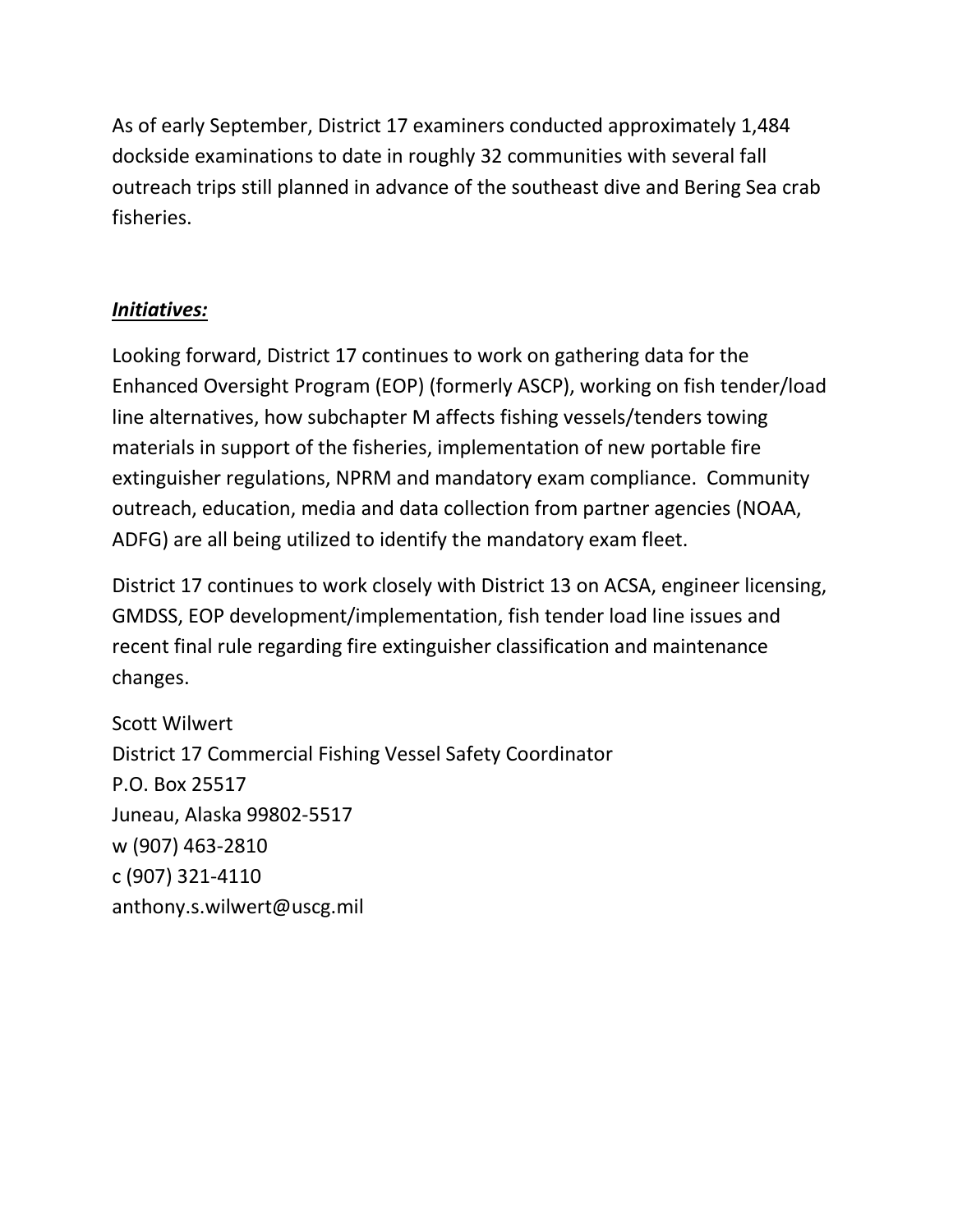As of early September, District 17 examiners conducted approximately 1,484 dockside examinations to date in roughly 32 communities with several fall outreach trips still planned in advance of the southeast dive and Bering Sea crab fisheries.

***Initiatives:***

Looking forward, District 17 continues to work on gathering data for the Enhanced Oversight Program (EOP) (formerly ASCP), working on fish tender/load line alternatives, how subchapter M affects fishing vessels/tenders towing materials in support of the fisheries, implementation of new portable fire extinguisher regulations, NPRM and mandatory exam compliance. Community outreach, education, media and data collection from partner agencies (NOAA, ADFG) are all being utilized to identify the mandatory exam fleet.

District 17 continues to work closely with District 13 on ACSA, engineer licensing, GMDSS, EOP development/implementation, fish tender load line issues and recent final rule regarding fire extinguisher classification and maintenance changes.

Scott Wilwert
District 17 Commercial Fishing Vessel Safety Coordinator
P.O. Box 25517
Juneau, Alaska 99802-5517
w (907) 463-2810
c (907) 321-4110
anthony.s.wilwert@uscg.mil